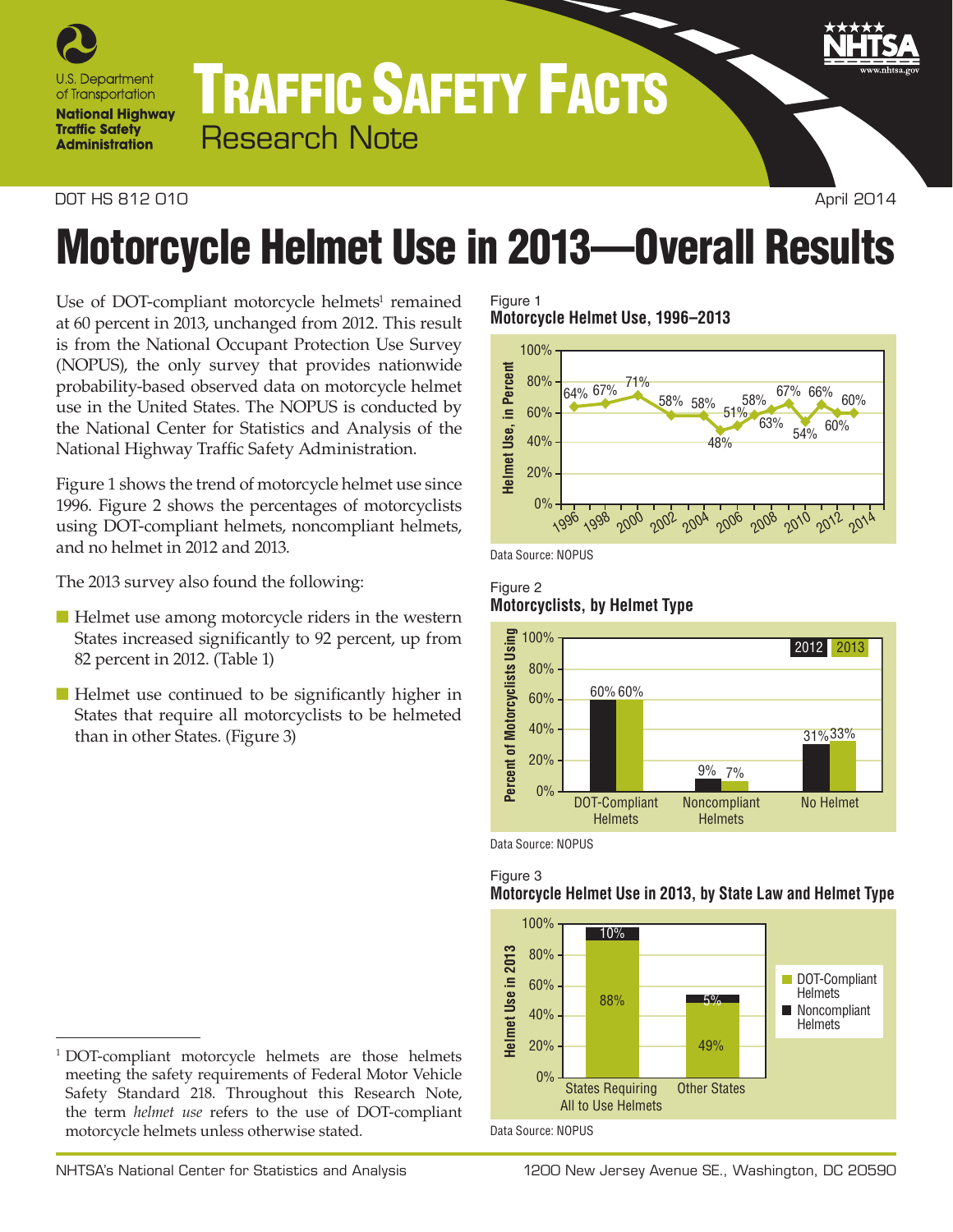# Traffic Safety Facts

Research Note

DOT HS 812 010 — April 2014

# Motorcycle Helmet Use in 2013—Overall Results

Use of DOT-compliant motorcycle helmets[1] remained at 60 percent in 2013, unchanged from 2012. This result is from the National Occupant Protection Use Survey (NOPUS), the only survey that provides nationwide probability-based observed data on motorcycle helmet use in the United States. The NOPUS is conducted by the National Center for Statistics and Analysis of the National Highway Traffic Safety Administration.

Figure 1 shows the trend of motorcycle helmet use since 1996. Figure 2 shows the percentages of motorcyclists using DOT-compliant helmets, noncompliant helmets, and no helmet in 2012 and 2013.

The 2013 survey also found the following:

- Helmet use among motorcycle riders in the western States increased significantly to 92 percent, up from 82 percent in 2012. (Table 1)
- Helmet use continued to be significantly higher in States that require all motorcyclists to be helmeted than in other States. (Figure 3)

Figure 1
**Motorcycle Helmet Use, 1996–2013**

| Year | Helmet Use |
|---|---|
| 1996 | 64% |
| 1998 | 67% |
| 2000 | 71% |
| 2002 | 58% |
| 2004 | 58% |
| 2005 | 48% |
| 2006 | 51% |
| 2007 | 58% |
| 2008 | 63% |
| 2009 | 67% |
| 2010 | 54% |
| 2011 | 66% |
| 2012 | 60% |
| 2013 | 60% |

Data Source: NOPUS

Figure 2
**Motorcyclists, by Helmet Type**

| Helmet Type | 2012 | 2013 |
|---|---|---|
| DOT-Compliant Helmets | 60% | 60% |
| Noncompliant Helmets | 9% | 7% |
| No Helmet | 31% | 33% |

Data Source: NOPUS

Figure 3
**Motorcycle Helmet Use in 2013, by State Law and Helmet Type**

| | DOT-Compliant Helmets | Noncompliant Helmets |
|---|---|---|
| States Requiring All to Use Helmets | 88% | 10% |
| Other States | 49% | 5% |

Data Source: NOPUS

[1] DOT-compliant motorcycle helmets are those helmets meeting the safety requirements of Federal Motor Vehicle Safety Standard 218. Throughout this Research Note, the term *helmet use* refers to the use of DOT-compliant motorcycle helmets unless otherwise stated.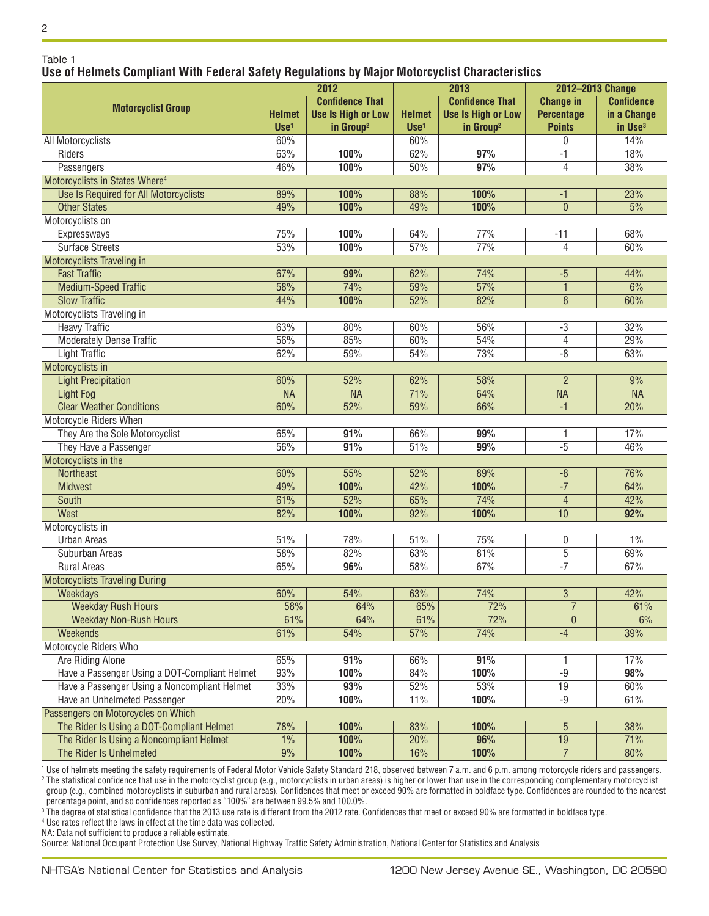Table 1

**Use of Helmets Compliant With Federal Safety Regulations by Major Motorcyclist Characteristics**

| Motorcyclist Group | 2012 | | 2013 | | 2012–2013 Change | |
|---|---|---|---|---|---|---|
| | Helmet Use[1] | Confidence That Use Is High or Low in Group[2] | Helmet Use[1] | Confidence That Use Is High or Low in Group[2] | Change in Percentage Points | Confidence in a Change in Use[3] |
| All Motorcyclists | 60% | | 60% | | 0 | 14% |
| Riders | 63% | **100%** | 62% | **97%** | -1 | 18% |
| Passengers | 46% | **100%** | 50% | **97%** | 4 | 38% |
| Motorcyclists in States Where[4] | | | | | | |
| Use Is Required for All Motorcyclists | 89% | **100%** | 88% | **100%** | -1 | 23% |
| Other States | 49% | **100%** | 49% | **100%** | 0 | 5% |
| Motorcyclists on | | | | | | |
| Expressways | 75% | **100%** | 64% | 77% | -11 | 68% |
| Surface Streets | 53% | **100%** | 57% | 77% | 4 | 60% |
| Motorcyclists Traveling in | | | | | | |
| Fast Traffic | 67% | **99%** | 62% | 74% | -5 | 44% |
| Medium-Speed Traffic | 58% | 74% | 59% | 57% | 1 | 6% |
| Slow Traffic | 44% | **100%** | 52% | 82% | 8 | 60% |
| Motorcyclists Traveling in | | | | | | |
| Heavy Traffic | 63% | 80% | 60% | 56% | -3 | 32% |
| Moderately Dense Traffic | 56% | 85% | 60% | 54% | 4 | 29% |
| Light Traffic | 62% | 59% | 54% | 73% | -8 | 63% |
| Motorcyclists in | | | | | | |
| Light Precipitation | 60% | 52% | 62% | 58% | 2 | 9% |
| Light Fog | NA | NA | 71% | 64% | NA | NA |
| Clear Weather Conditions | 60% | 52% | 59% | 66% | -1 | 20% |
| Motorcycle Riders When | | | | | | |
| They Are the Sole Motorcyclist | 65% | **91%** | 66% | **99%** | 1 | 17% |
| They Have a Passenger | 56% | **91%** | 51% | **99%** | -5 | 46% |
| Motorcyclists in the | | | | | | |
| Northeast | 60% | 55% | 52% | 89% | -8 | 76% |
| Midwest | 49% | **100%** | 42% | **100%** | -7 | 64% |
| South | 61% | 52% | 65% | 74% | 4 | 42% |
| West | 82% | **100%** | 92% | **100%** | 10 | **92%** |
| Motorcyclists in | | | | | | |
| Urban Areas | 51% | 78% | 51% | 75% | 0 | 1% |
| Suburban Areas | 58% | 82% | 63% | 81% | 5 | 69% |
| Rural Areas | 65% | **96%** | 58% | 67% | -7 | 67% |
| Motorcyclists Traveling During | | | | | | |
| Weekdays | 60% | 54% | 63% | 74% | 3 | 42% |
| Weekday Rush Hours | 58% | 64% | 65% | 72% | 7 | 61% |
| Weekday Non-Rush Hours | 61% | 64% | 61% | 72% | 0 | 6% |
| Weekends | 61% | 54% | 57% | 74% | -4 | 39% |
| Motorcycle Riders Who | | | | | | |
| Are Riding Alone | 65% | **91%** | 66% | **91%** | 1 | 17% |
| Have a Passenger Using a DOT-Compliant Helmet | 93% | **100%** | 84% | **100%** | -9 | **98%** |
| Have a Passenger Using a Noncompliant Helmet | 33% | **93%** | 52% | 53% | 19 | 60% |
| Have an Unhelmeted Passenger | 20% | **100%** | 11% | **100%** | -9 | 61% |
| Passengers on Motorcycles on Which | | | | | | |
| The Rider Is Using a DOT-Compliant Helmet | 78% | **100%** | 83% | **100%** | 5 | 38% |
| The Rider Is Using a Noncompliant Helmet | 1% | **100%** | 20% | **96%** | 19 | 71% |
| The Rider Is Unhelmeted | 9% | **100%** | 16% | **100%** | 7 | 80% |

[1] Use of helmets meeting the safety requirements of Federal Motor Vehicle Safety Standard 218, observed between 7 a.m. and 6 p.m. among motorcycle riders and passengers.

[2] The statistical confidence that use in the motorcyclist group (e.g., motorcyclists in urban areas) is higher or lower than use in the corresponding complementary motorcyclist group (e.g., combined motorcyclists in suburban and rural areas). Confidences that meet or exceed 90% are formatted in boldface type. Confidences are rounded to the nearest percentage point, and so confidences reported as "100%" are between 99.5% and 100.0%.

[3] The degree of statistical confidence that the 2013 use rate is different from the 2012 rate. Confidences that meet or exceed 90% are formatted in boldface type.

[4] Use rates reflect the laws in effect at the time data was collected.

NA: Data not sufficient to produce a reliable estimate.

Source: National Occupant Protection Use Survey, National Highway Traffic Safety Administration, National Center for Statistics and Analysis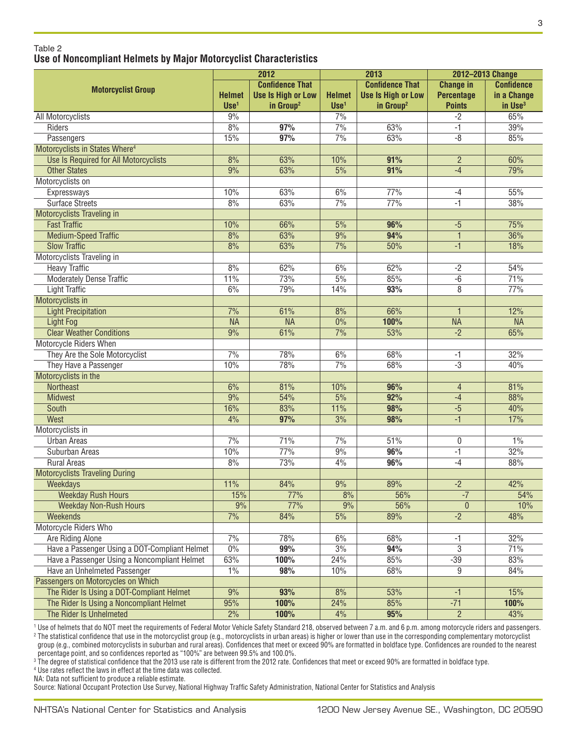Table 2

**Use of Noncompliant Helmets by Major Motorcyclist Characteristics**

| Motorcyclist Group | 2012 | | 2013 | | 2012–2013 Change | |
|---|---|---|---|---|---|---|
| | Helmet Use[1] | Confidence That Use Is High or Low in Group[2] | Helmet Use[1] | Confidence That Use Is High or Low in Group[2] | Change in Percentage Points | Confidence in a Change in Use[3] |
| All Motorcyclists | 9% | | 7% | | -2 | 65% |
| Riders | 8% | **97%** | 7% | 63% | -1 | 39% |
| Passengers | 15% | **97%** | 7% | 63% | -8 | 85% |
| Motorcyclists in States Where[4] | | | | | | |
| Use Is Required for All Motorcyclists | 8% | 63% | 10% | **91%** | 2 | 60% |
| Other States | 9% | 63% | 5% | **91%** | -4 | 79% |
| Motorcyclists on | | | | | | |
| Expressways | 10% | 63% | 6% | 77% | -4 | 55% |
| Surface Streets | 8% | 63% | 7% | 77% | -1 | 38% |
| Motorcyclists Traveling in | | | | | | |
| Fast Traffic | 10% | 66% | 5% | **96%** | -5 | 75% |
| Medium-Speed Traffic | 8% | 63% | 9% | **94%** | 1 | 36% |
| Slow Traffic | 8% | 63% | 7% | 50% | -1 | 18% |
| Motorcyclists Traveling in | | | | | | |
| Heavy Traffic | 8% | 62% | 6% | 62% | -2 | 54% |
| Moderately Dense Traffic | 11% | 73% | 5% | 85% | -6 | 71% |
| Light Traffic | 6% | 79% | 14% | **93%** | 8 | 77% |
| Motorcyclists in | | | | | | |
| Light Precipitation | 7% | 61% | 8% | 66% | 1 | 12% |
| Light Fog | NA | NA | 0% | **100%** | NA | NA |
| Clear Weather Conditions | 9% | 61% | 7% | 53% | -2 | 65% |
| Motorcycle Riders When | | | | | | |
| They Are the Sole Motorcyclist | 7% | 78% | 6% | 68% | -1 | 32% |
| They Have a Passenger | 10% | 78% | 7% | 68% | -3 | 40% |
| Motorcyclists in the | | | | | | |
| Northeast | 6% | 81% | 10% | **96%** | 4 | 81% |
| Midwest | 9% | 54% | 5% | **92%** | -4 | 88% |
| South | 16% | 83% | 11% | **98%** | -5 | 40% |
| West | 4% | **97%** | 3% | **98%** | -1 | 17% |
| Motorcyclists in | | | | | | |
| Urban Areas | 7% | 71% | 7% | 51% | 0 | 1% |
| Suburban Areas | 10% | 77% | 9% | **96%** | -1 | 32% |
| Rural Areas | 8% | 73% | 4% | **96%** | -4 | 88% |
| Motorcyclists Traveling During | | | | | | |
| Weekdays | 11% | 84% | 9% | 89% | -2 | 42% |
| Weekday Rush Hours | 15% | 77% | 8% | 56% | -7 | 54% |
| Weekday Non-Rush Hours | 9% | 77% | 9% | 56% | 0 | 10% |
| Weekends | 7% | 84% | 5% | 89% | -2 | 48% |
| Motorcycle Riders Who | | | | | | |
| Are Riding Alone | 7% | 78% | 6% | 68% | -1 | 32% |
| Have a Passenger Using a DOT-Compliant Helmet | 0% | **99%** | 3% | **94%** | 3 | 71% |
| Have a Passenger Using a Noncompliant Helmet | 63% | **100%** | 24% | 85% | -39 | 83% |
| Have an Unhelmeted Passenger | 1% | **98%** | 10% | 68% | 9 | 84% |
| Passengers on Motorcycles on Which | | | | | | |
| The Rider Is Using a DOT-Compliant Helmet | 9% | **93%** | 8% | 53% | -1 | 15% |
| The Rider Is Using a Noncompliant Helmet | 95% | **100%** | 24% | 85% | -71 | **100%** |
| The Rider Is Unhelmeted | 2% | **100%** | 4% | **95%** | 2 | 43% |

[1] Use of helmets that do NOT meet the requirements of Federal Motor Vehicle Safety Standard 218, observed between 7 a.m. and 6 p.m. among motorcycle riders and passengers.

[2] The statistical confidence that use in the motorcyclist group (e.g., motorcyclists in urban areas) is higher or lower than use in the corresponding complementary motorcyclist group (e.g., combined motorcyclists in suburban and rural areas). Confidences that meet or exceed 90% are formatted in boldface type. Confidences are rounded to the nearest percentage point, and so confidences reported as "100%" are between 99.5% and 100.0%.

[3] The degree of statistical confidence that the 2013 use rate is different from the 2012 rate. Confidences that meet or exceed 90% are formatted in boldface type.

[4] Use rates reflect the laws in effect at the time data was collected.

NA: Data not sufficient to produce a reliable estimate.

Source: National Occupant Protection Use Survey, National Highway Traffic Safety Administration, National Center for Statistics and Analysis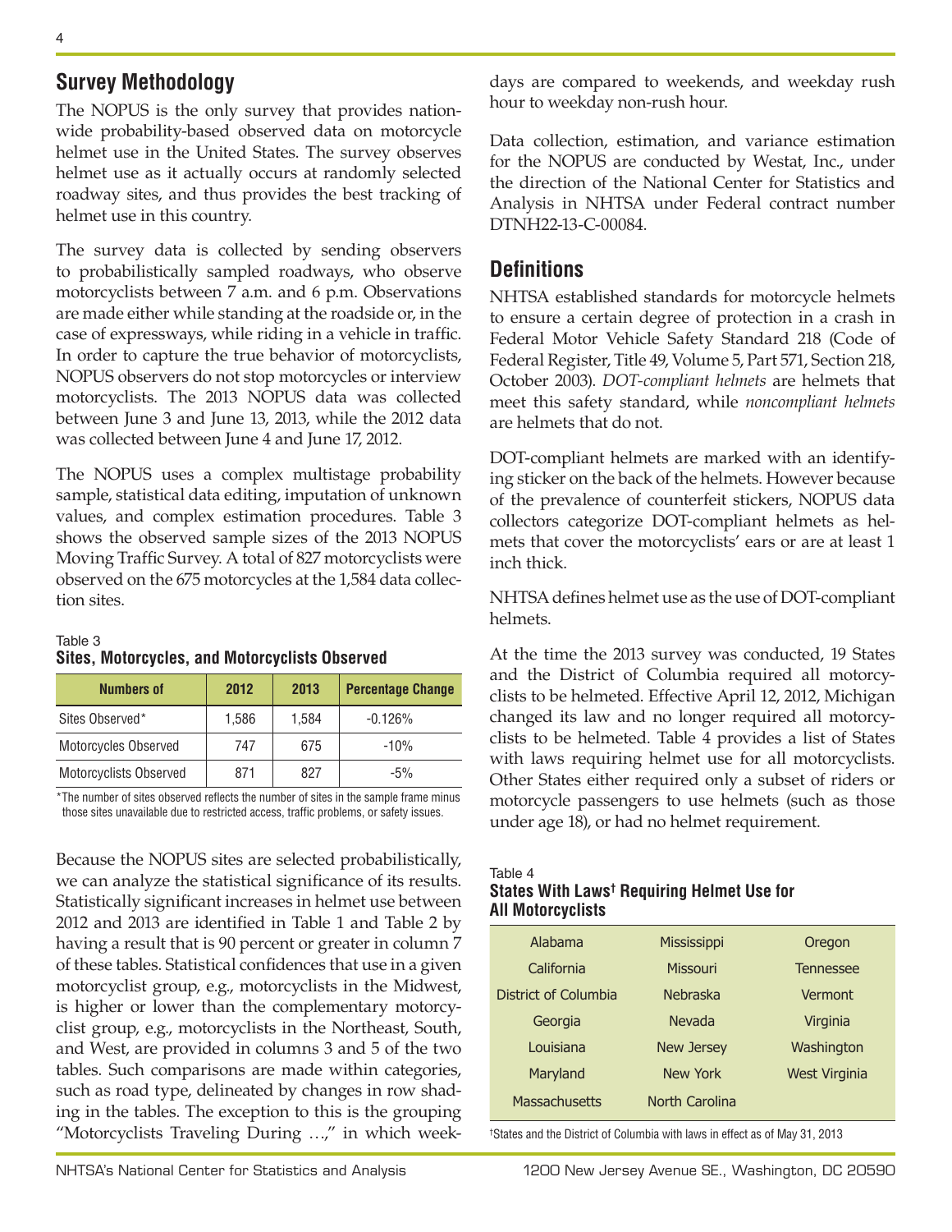## Survey Methodology

The NOPUS is the only survey that provides nationwide probability-based observed data on motorcycle helmet use in the United States. The survey observes helmet use as it actually occurs at randomly selected roadway sites, and thus provides the best tracking of helmet use in this country.

The survey data is collected by sending observers to probabilistically sampled roadways, who observe motorcyclists between 7 a.m. and 6 p.m. Observations are made either while standing at the roadside or, in the case of expressways, while riding in a vehicle in traffic. In order to capture the true behavior of motorcyclists, NOPUS observers do not stop motorcycles or interview motorcyclists. The 2013 NOPUS data was collected between June 3 and June 13, 2013, while the 2012 data was collected between June 4 and June 17, 2012.

The NOPUS uses a complex multistage probability sample, statistical data editing, imputation of unknown values, and complex estimation procedures. Table 3 shows the observed sample sizes of the 2013 NOPUS Moving Traffic Survey. A total of 827 motorcyclists were observed on the 675 motorcycles at the 1,584 data collection sites.

Table 3
**Sites, Motorcycles, and Motorcyclists Observed**

| Numbers of | 2012 | 2013 | Percentage Change |
|---|---|---|---|
| Sites Observed* | 1,586 | 1,584 | -0.126% |
| Motorcycles Observed | 747 | 675 | -10% |
| Motorcyclists Observed | 871 | 827 | -5% |

*The number of sites observed reflects the number of sites in the sample frame minus those sites unavailable due to restricted access, traffic problems, or safety issues.

Because the NOPUS sites are selected probabilistically, we can analyze the statistical significance of its results. Statistically significant increases in helmet use between 2012 and 2013 are identified in Table 1 and Table 2 by having a result that is 90 percent or greater in column 7 of these tables. Statistical confidences that use in a given motorcyclist group, e.g., motorcyclists in the Midwest, is higher or lower than the complementary motorcyclist group, e.g., motorcyclists in the Northeast, South, and West, are provided in columns 3 and 5 of the two tables. Such comparisons are made within categories, such as road type, delineated by changes in row shading in the tables. The exception to this is the grouping "Motorcyclists Traveling During …," in which weekdays are compared to weekends, and weekday rush hour to weekday non-rush hour.

Data collection, estimation, and variance estimation for the NOPUS are conducted by Westat, Inc., under the direction of the National Center for Statistics and Analysis in NHTSA under Federal contract number DTNH22-13-C-00084.

## Definitions

NHTSA established standards for motorcycle helmets to ensure a certain degree of protection in a crash in Federal Motor Vehicle Safety Standard 218 (Code of Federal Register, Title 49, Volume 5, Part 571, Section 218, October 2003). *DOT-compliant helmets* are helmets that meet this safety standard, while *noncompliant helmets* are helmets that do not.

DOT-compliant helmets are marked with an identifying sticker on the back of the helmets. However because of the prevalence of counterfeit stickers, NOPUS data collectors categorize DOT-compliant helmets as helmets that cover the motorcyclists' ears or are at least 1 inch thick.

NHTSA defines helmet use as the use of DOT-compliant helmets.

At the time the 2013 survey was conducted, 19 States and the District of Columbia required all motorcyclists to be helmeted. Effective April 12, 2012, Michigan changed its law and no longer required all motorcyclists to be helmeted. Table 4 provides a list of States with laws requiring helmet use for all motorcyclists. Other States either required only a subset of riders or motorcycle passengers to use helmets (such as those under age 18), or had no helmet requirement.

Table 4
**States With Laws† Requiring Helmet Use for All Motorcyclists**

| | | |
|---|---|---|
| Alabama | Mississippi | Oregon |
| California | Missouri | Tennessee |
| District of Columbia | Nebraska | Vermont |
| Georgia | Nevada | Virginia |
| Louisiana | New Jersey | Washington |
| Maryland | New York | West Virginia |
| Massachusetts | North Carolina | |

†States and the District of Columbia with laws in effect as of May 31, 2013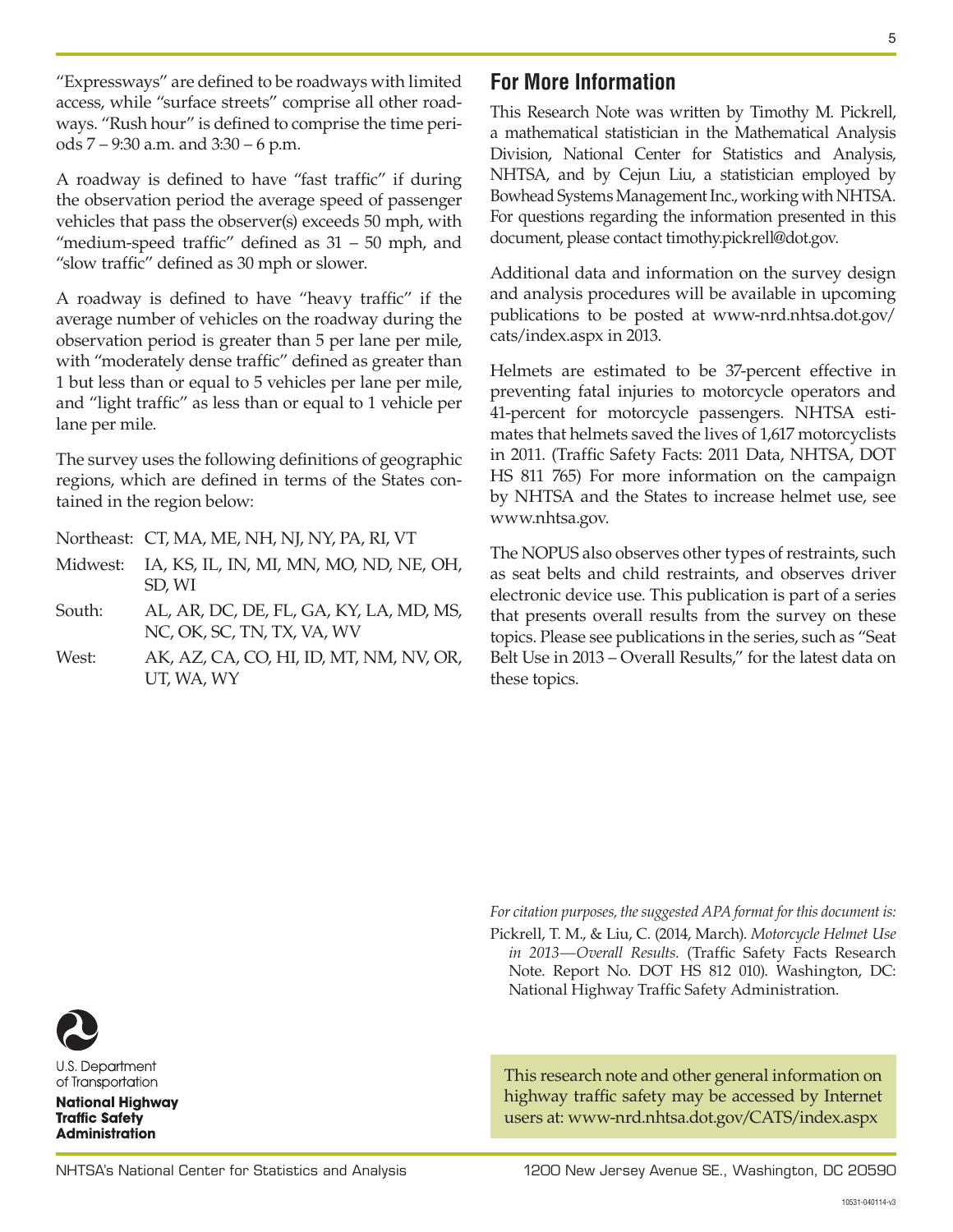"Expressways" are defined to be roadways with limited access, while "surface streets" comprise all other roadways. "Rush hour" is defined to comprise the time periods 7 – 9:30 a.m. and 3:30 – 6 p.m.

A roadway is defined to have "fast traffic" if during the observation period the average speed of passenger vehicles that pass the observer(s) exceeds 50 mph, with "medium-speed traffic" defined as 31 – 50 mph, and "slow traffic" defined as 30 mph or slower.

A roadway is defined to have "heavy traffic" if the average number of vehicles on the roadway during the observation period is greater than 5 per lane per mile, with "moderately dense traffic" defined as greater than 1 but less than or equal to 5 vehicles per lane per mile, and "light traffic" as less than or equal to 1 vehicle per lane per mile.

The survey uses the following definitions of geographic regions, which are defined in terms of the States contained in the region below:

| | |
|---|---|
| Northeast: | CT, MA, ME, NH, NJ, NY, PA, RI, VT |
| Midwest: | IA, KS, IL, IN, MI, MN, MO, ND, NE, OH, SD, WI |
| South: | AL, AR, DC, DE, FL, GA, KY, LA, MD, MS, NC, OK, SC, TN, TX, VA, WV |
| West: | AK, AZ, CA, CO, HI, ID, MT, NM, NV, OR, UT, WA, WY |

## For More Information

This Research Note was written by Timothy M. Pickrell, a mathematical statistician in the Mathematical Analysis Division, National Center for Statistics and Analysis, NHTSA, and by Cejun Liu, a statistician employed by Bowhead Systems Management Inc., working with NHTSA. For questions regarding the information presented in this document, please contact timothy.pickrell@dot.gov.

Additional data and information on the survey design and analysis procedures will be available in upcoming publications to be posted at www-nrd.nhtsa.dot.gov/cats/index.aspx in 2013.

Helmets are estimated to be 37-percent effective in preventing fatal injuries to motorcycle operators and 41-percent for motorcycle passengers. NHTSA estimates that helmets saved the lives of 1,617 motorcyclists in 2011. (Traffic Safety Facts: 2011 Data, NHTSA, DOT HS 811 765) For more information on the campaign by NHTSA and the States to increase helmet use, see www.nhtsa.gov.

The NOPUS also observes other types of restraints, such as seat belts and child restraints, and observes driver electronic device use. This publication is part of a series that presents overall results from the survey on these topics. Please see publications in the series, such as "Seat Belt Use in 2013 – Overall Results," for the latest data on these topics.

*For citation purposes, the suggested APA format for this document is:*

Pickrell, T. M., & Liu, C. (2014, March). *Motorcycle Helmet Use in 2013—Overall Results.* (Traffic Safety Facts Research Note. Report No. DOT HS 812 010). Washington, DC: National Highway Traffic Safety Administration.

U.S. Department of Transportation

**National Highway Traffic Safety Administration**

This research note and other general information on highway traffic safety may be accessed by Internet users at: www-nrd.nhtsa.dot.gov/CATS/index.aspx

NHTSA's National Center for Statistics and Analysis

1200 New Jersey Avenue SE., Washington, DC 20590

10531-040114-v3